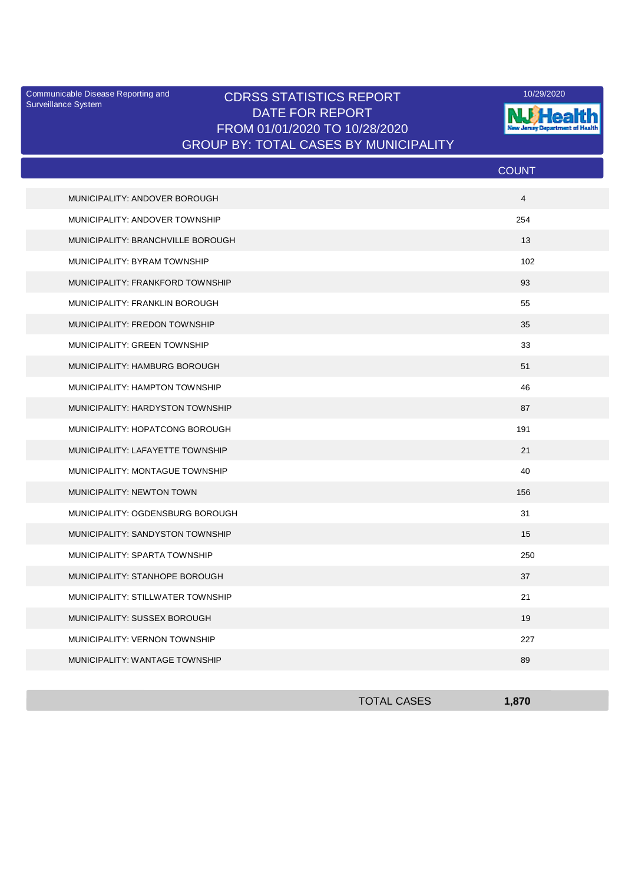Communicable Disease Reporting and Surveillance System

# CDRSS STATISTICS REPORT
## DATE FOR REPORT
## FROM 01/01/2020 TO 10/28/2020
## GROUP BY: TOTAL CASES BY MUNICIPALITY

10/29/2020

NJ Health — New Jersey Department of Health

| | COUNT |
|---|---|
| MUNICIPALITY: ANDOVER BOROUGH | 4 |
| MUNICIPALITY: ANDOVER TOWNSHIP | 254 |
| MUNICIPALITY: BRANCHVILLE BOROUGH | 13 |
| MUNICIPALITY: BYRAM TOWNSHIP | 102 |
| MUNICIPALITY: FRANKFORD TOWNSHIP | 93 |
| MUNICIPALITY: FRANKLIN BOROUGH | 55 |
| MUNICIPALITY: FREDON TOWNSHIP | 35 |
| MUNICIPALITY: GREEN TOWNSHIP | 33 |
| MUNICIPALITY: HAMBURG BOROUGH | 51 |
| MUNICIPALITY: HAMPTON TOWNSHIP | 46 |
| MUNICIPALITY: HARDYSTON TOWNSHIP | 87 |
| MUNICIPALITY: HOPATCONG BOROUGH | 191 |
| MUNICIPALITY: LAFAYETTE TOWNSHIP | 21 |
| MUNICIPALITY: MONTAGUE TOWNSHIP | 40 |
| MUNICIPALITY: NEWTON TOWN | 156 |
| MUNICIPALITY: OGDENSBURG BOROUGH | 31 |
| MUNICIPALITY: SANDYSTON TOWNSHIP | 15 |
| MUNICIPALITY: SPARTA TOWNSHIP | 250 |
| MUNICIPALITY: STANHOPE BOROUGH | 37 |
| MUNICIPALITY: STILLWATER TOWNSHIP | 21 |
| MUNICIPALITY: SUSSEX BOROUGH | 19 |
| MUNICIPALITY: VERNON TOWNSHIP | 227 |
| MUNICIPALITY: WANTAGE TOWNSHIP | 89 |
| TOTAL CASES | **1,870** |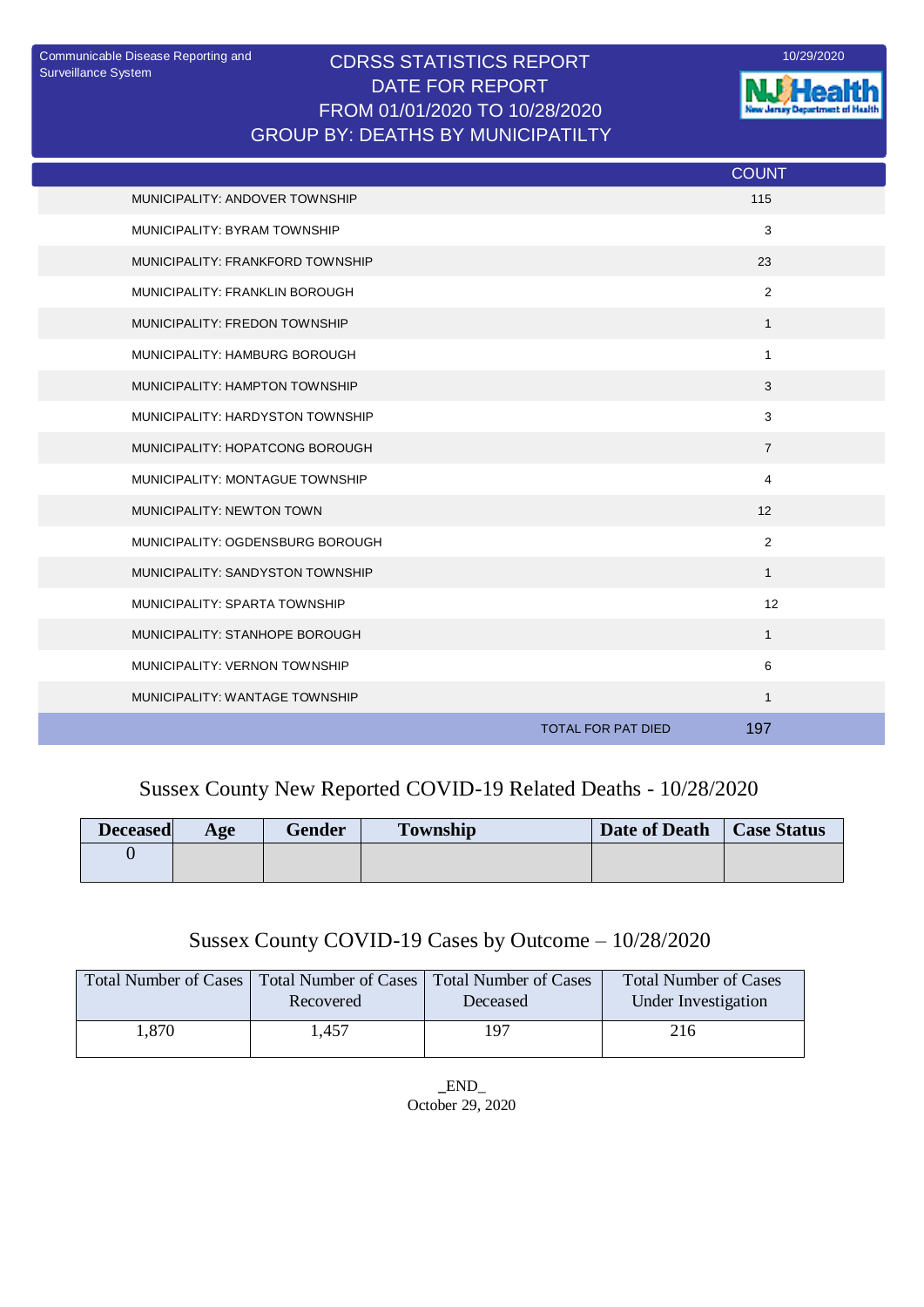Communicable Disease Reporting and Surveillance System

# CDRSS STATISTICS REPORT
# DATE FOR REPORT
# FROM 01/01/2020 TO 10/28/2020
# GROUP BY: DEATHS BY MUNICIPATILTY

10/29/2020

NJ Health
New Jersey Department of Health

| | COUNT |
|---|---|
| MUNICIPALITY: ANDOVER TOWNSHIP | 115 |
| MUNICIPALITY: BYRAM TOWNSHIP | 3 |
| MUNICIPALITY: FRANKFORD TOWNSHIP | 23 |
| MUNICIPALITY: FRANKLIN BOROUGH | 2 |
| MUNICIPALITY: FREDON TOWNSHIP | 1 |
| MUNICIPALITY: HAMBURG BOROUGH | 1 |
| MUNICIPALITY: HAMPTON TOWNSHIP | 3 |
| MUNICIPALITY: HARDYSTON TOWNSHIP | 3 |
| MUNICIPALITY: HOPATCONG BOROUGH | 7 |
| MUNICIPALITY: MONTAGUE TOWNSHIP | 4 |
| MUNICIPALITY: NEWTON TOWN | 12 |
| MUNICIPALITY: OGDENSBURG BOROUGH | 2 |
| MUNICIPALITY: SANDYSTON TOWNSHIP | 1 |
| MUNICIPALITY: SPARTA TOWNSHIP | 12 |
| MUNICIPALITY: STANHOPE BOROUGH | 1 |
| MUNICIPALITY: VERNON TOWNSHIP | 6 |
| MUNICIPALITY: WANTAGE TOWNSHIP | 1 |
| TOTAL FOR PAT DIED | 197 |

## Sussex County New Reported COVID-19 Related Deaths - 10/28/2020

| Deceased | Age | Gender | Township | Date of Death | Case Status |
|---|---|---|---|---|---|
| 0 | | | | | |

## Sussex County COVID-19 Cases by Outcome – 10/28/2020

| Total Number of Cases | Total Number of Cases Recovered | Total Number of Cases Deceased | Total Number of Cases Under Investigation |
|---|---|---|---|
| 1,870 | 1,457 | 197 | 216 |

_END_
October 29, 2020